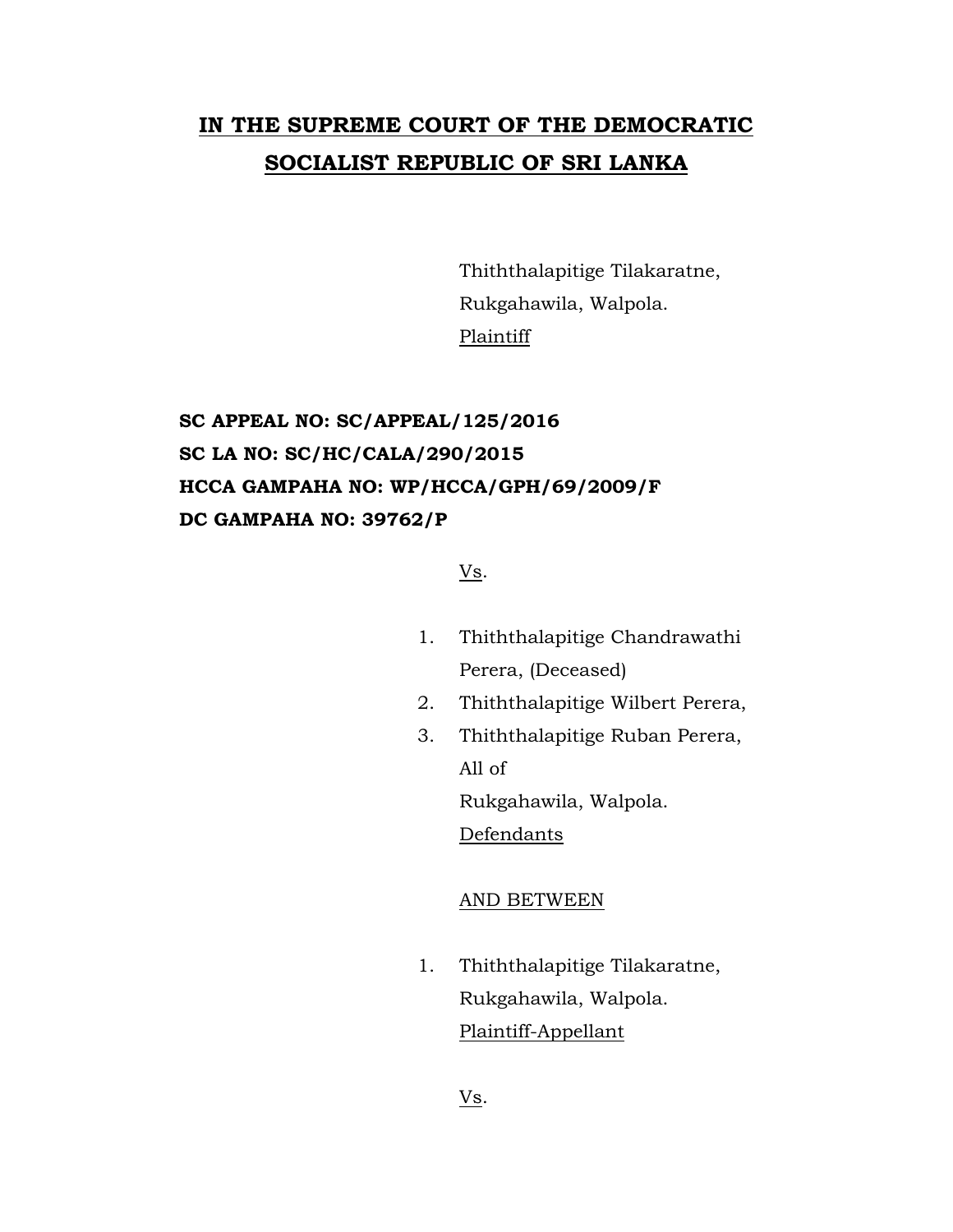# **IN THE SUPREME COURT OF THE DEMOCRATIC SOCIALIST REPUBLIC OF SRI LANKA**

Thiththalapitige Tilakaratne,
Rukgahawila, Walpola.
Plaintiff

**SC APPEAL NO: SC/APPEAL/125/2016**
**SC LA NO: SC/HC/CALA/290/2015**
**HCCA GAMPAHA NO: WP/HCCA/GPH/69/2009/F**
**DC GAMPAHA NO: 39762/P**

Vs.

1. Thiththalapitige Chandrawathi Perera, (Deceased)
2. Thiththalapitige Wilbert Perera,
3. Thiththalapitige Ruban Perera,
   All of
   Rukgahawila, Walpola.
   Defendants

AND BETWEEN

1. Thiththalapitige Tilakaratne,
   Rukgahawila, Walpola.
   Plaintiff-Appellant

Vs.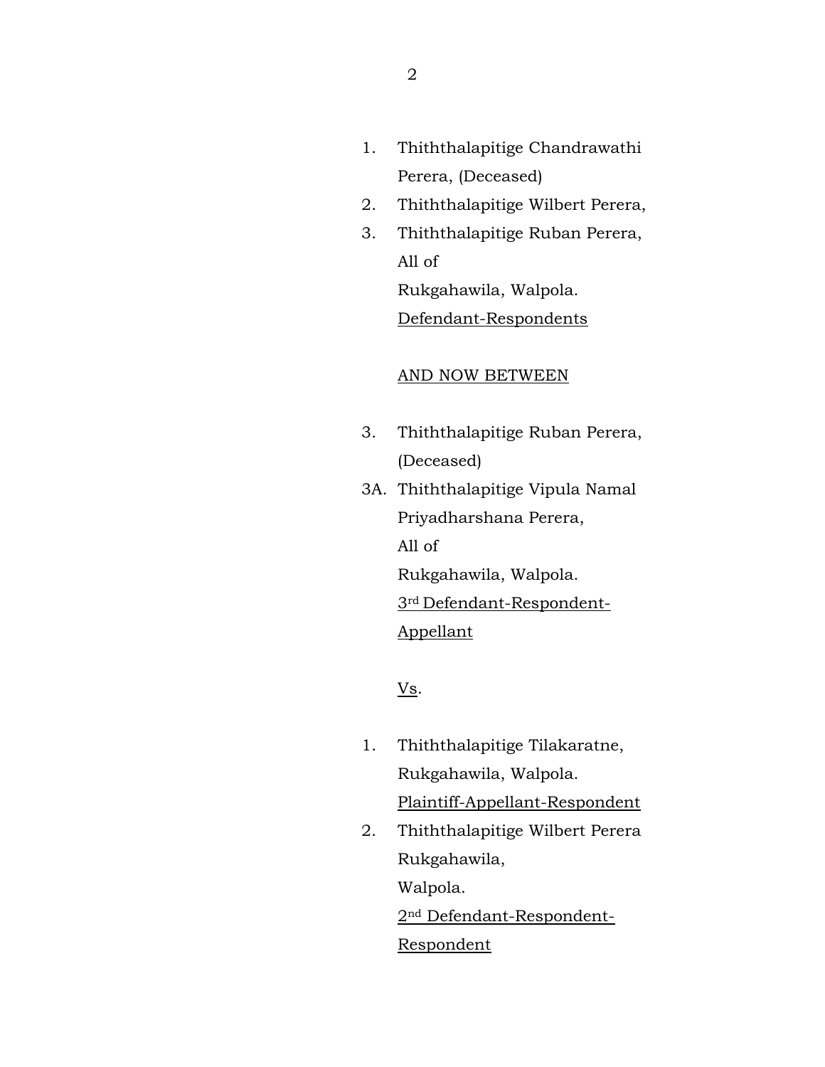1. Thiththalapitige Chandrawathi Perera, (Deceased)
2. Thiththalapitige Wilbert Perera,
3. Thiththalapitige Ruban Perera,

All of
Rukgahawila, Walpola.
<u>Defendant-Respondents</u>

<u>AND NOW BETWEEN</u>

3. Thiththalapitige Ruban Perera, (Deceased)

3A. Thiththalapitige Vipula Namal Priyadharshana Perera,
All of
Rukgahawila, Walpola.
<u>3rd Defendant-Respondent-Appellant</u>

<u>Vs</u>.

1. Thiththalapitige Tilakaratne,
Rukgahawila, Walpola.
<u>Plaintiff-Appellant-Respondent</u>
2. Thiththalapitige Wilbert Perera
Rukgahawila,
Walpola.
<u>2nd Defendant-Respondent-Respondent</u>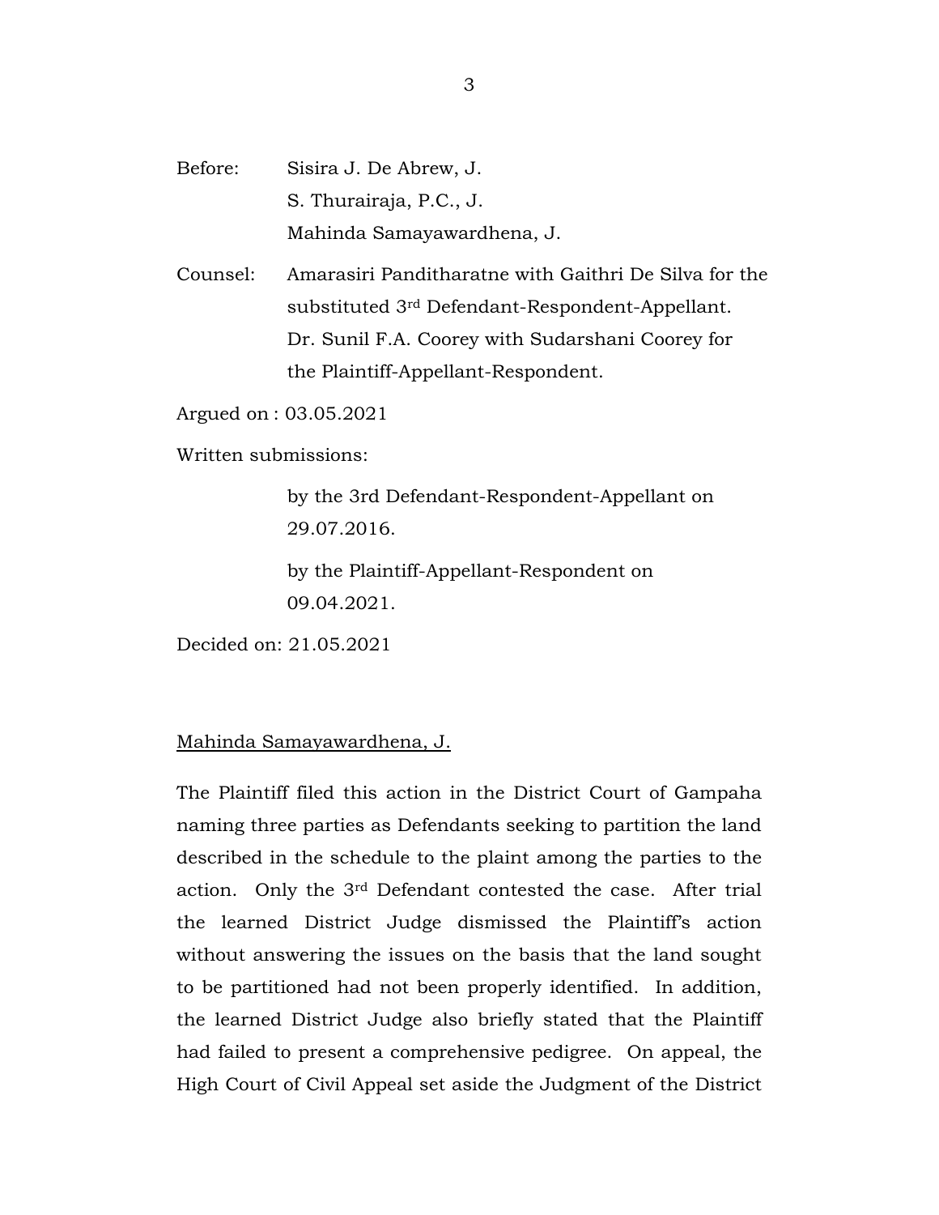Before: Sisira J. De Abrew, J.
S. Thurairaja, P.C., J.
Mahinda Samayawardhena, J.

Counsel: Amarasiri Panditharatne with Gaithri De Silva for the substituted 3rd Defendant-Respondent-Appellant.
Dr. Sunil F.A. Coorey with Sudarshani Coorey for the Plaintiff-Appellant-Respondent.

Argued on : 03.05.2021

Written submissions:

by the 3rd Defendant-Respondent-Appellant on 29.07.2016.

by the Plaintiff-Appellant-Respondent on 09.04.2021.

Decided on: 21.05.2021

Mahinda Samayawardhena, J.

The Plaintiff filed this action in the District Court of Gampaha naming three parties as Defendants seeking to partition the land described in the schedule to the plaint among the parties to the action. Only the 3rd Defendant contested the case. After trial the learned District Judge dismissed the Plaintiff's action without answering the issues on the basis that the land sought to be partitioned had not been properly identified. In addition, the learned District Judge also briefly stated that the Plaintiff had failed to present a comprehensive pedigree. On appeal, the High Court of Civil Appeal set aside the Judgment of the District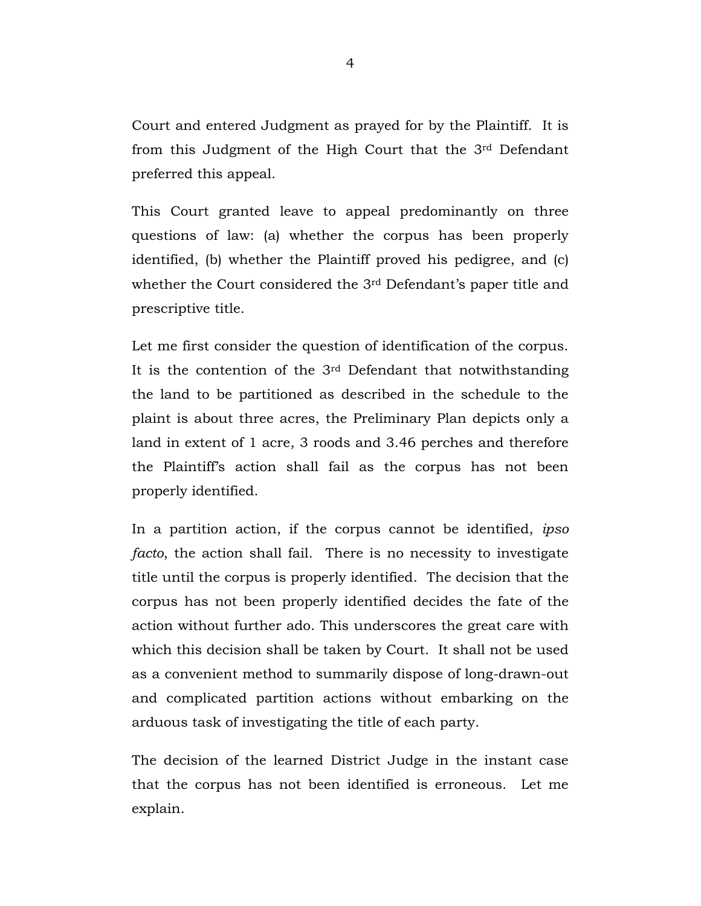Court and entered Judgment as prayed for by the Plaintiff. It is from this Judgment of the High Court that the 3rd Defendant preferred this appeal.

This Court granted leave to appeal predominantly on three questions of law: (a) whether the corpus has been properly identified, (b) whether the Plaintiff proved his pedigree, and (c) whether the Court considered the 3rd Defendant's paper title and prescriptive title.

Let me first consider the question of identification of the corpus. It is the contention of the 3rd Defendant that notwithstanding the land to be partitioned as described in the schedule to the plaint is about three acres, the Preliminary Plan depicts only a land in extent of 1 acre, 3 roods and 3.46 perches and therefore the Plaintiff's action shall fail as the corpus has not been properly identified.

In a partition action, if the corpus cannot be identified, *ipso facto*, the action shall fail. There is no necessity to investigate title until the corpus is properly identified. The decision that the corpus has not been properly identified decides the fate of the action without further ado. This underscores the great care with which this decision shall be taken by Court. It shall not be used as a convenient method to summarily dispose of long-drawn-out and complicated partition actions without embarking on the arduous task of investigating the title of each party.

The decision of the learned District Judge in the instant case that the corpus has not been identified is erroneous. Let me explain.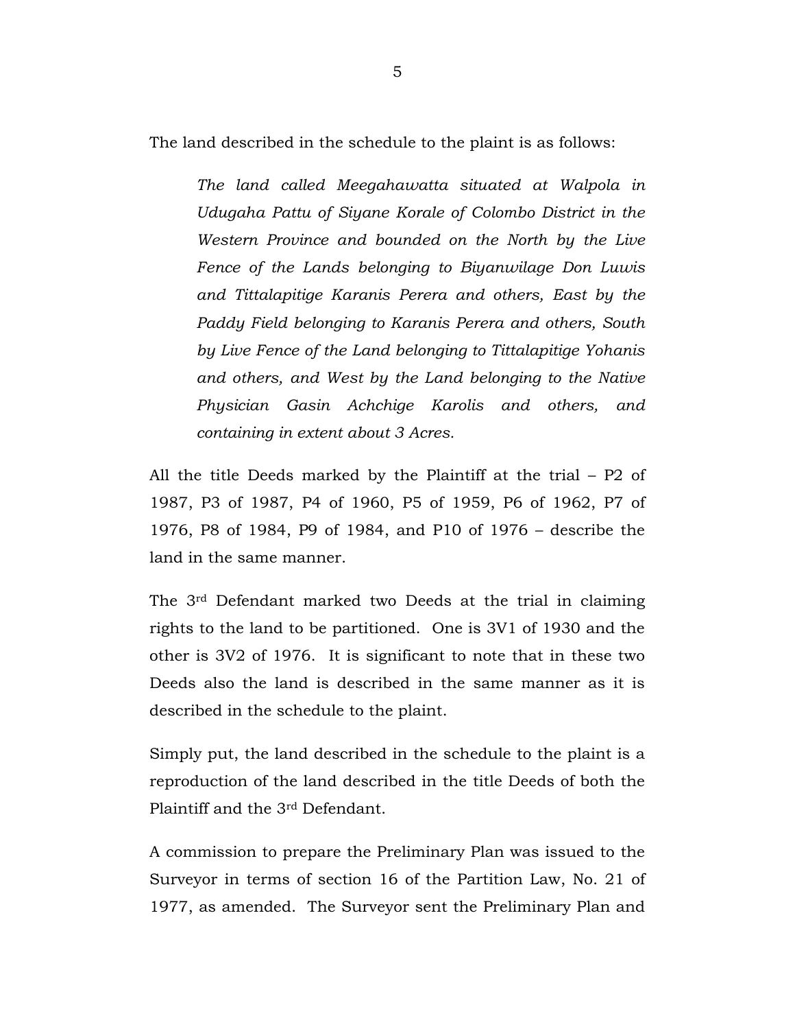The land described in the schedule to the plaint is as follows:

> *The land called Meegahawatta situated at Walpola in Udugaha Pattu of Siyane Korale of Colombo District in the Western Province and bounded on the North by the Live Fence of the Lands belonging to Biyanwilage Don Luwis and Tittalapitige Karanis Perera and others, East by the Paddy Field belonging to Karanis Perera and others, South by Live Fence of the Land belonging to Tittalapitige Yohanis and others, and West by the Land belonging to the Native Physician Gasin Achchige Karolis and others, and containing in extent about 3 Acres.*

All the title Deeds marked by the Plaintiff at the trial – P2 of 1987, P3 of 1987, P4 of 1960, P5 of 1959, P6 of 1962, P7 of 1976, P8 of 1984, P9 of 1984, and P10 of 1976 – describe the land in the same manner.

The 3rd Defendant marked two Deeds at the trial in claiming rights to the land to be partitioned. One is 3V1 of 1930 and the other is 3V2 of 1976. It is significant to note that in these two Deeds also the land is described in the same manner as it is described in the schedule to the plaint.

Simply put, the land described in the schedule to the plaint is a reproduction of the land described in the title Deeds of both the Plaintiff and the 3rd Defendant.

A commission to prepare the Preliminary Plan was issued to the Surveyor in terms of section 16 of the Partition Law, No. 21 of 1977, as amended. The Surveyor sent the Preliminary Plan and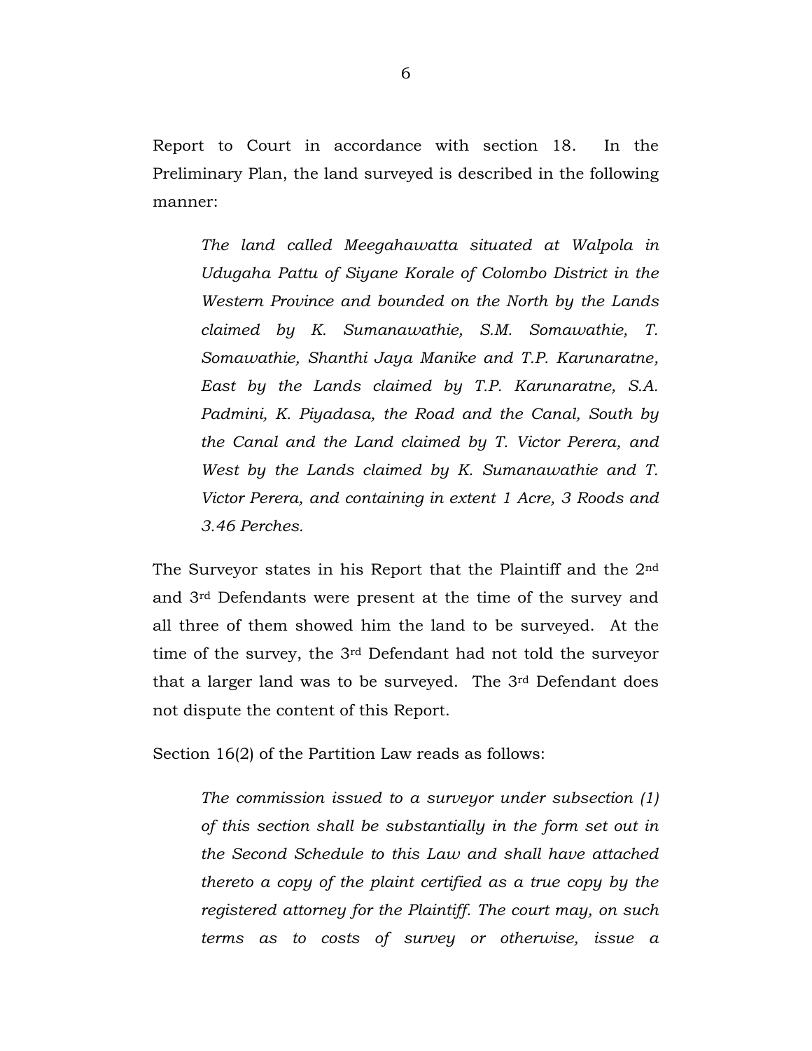Report to Court in accordance with section 18. In the Preliminary Plan, the land surveyed is described in the following manner:

> *The land called Meegahawatta situated at Walpola in Udugaha Pattu of Siyane Korale of Colombo District in the Western Province and bounded on the North by the Lands claimed by K. Sumanawathie, S.M. Somawathie, T. Somawathie, Shanthi Jaya Manike and T.P. Karunaratne, East by the Lands claimed by T.P. Karunaratne, S.A. Padmini, K. Piyadasa, the Road and the Canal, South by the Canal and the Land claimed by T. Victor Perera, and West by the Lands claimed by K. Sumanawathie and T. Victor Perera, and containing in extent 1 Acre, 3 Roods and 3.46 Perches.*

The Surveyor states in his Report that the Plaintiff and the 2nd and 3rd Defendants were present at the time of the survey and all three of them showed him the land to be surveyed. At the time of the survey, the 3rd Defendant had not told the surveyor that a larger land was to be surveyed. The 3rd Defendant does not dispute the content of this Report.

Section 16(2) of the Partition Law reads as follows:

> *The commission issued to a surveyor under subsection (1) of this section shall be substantially in the form set out in the Second Schedule to this Law and shall have attached thereto a copy of the plaint certified as a true copy by the registered attorney for the Plaintiff. The court may, on such terms as to costs of survey or otherwise, issue a*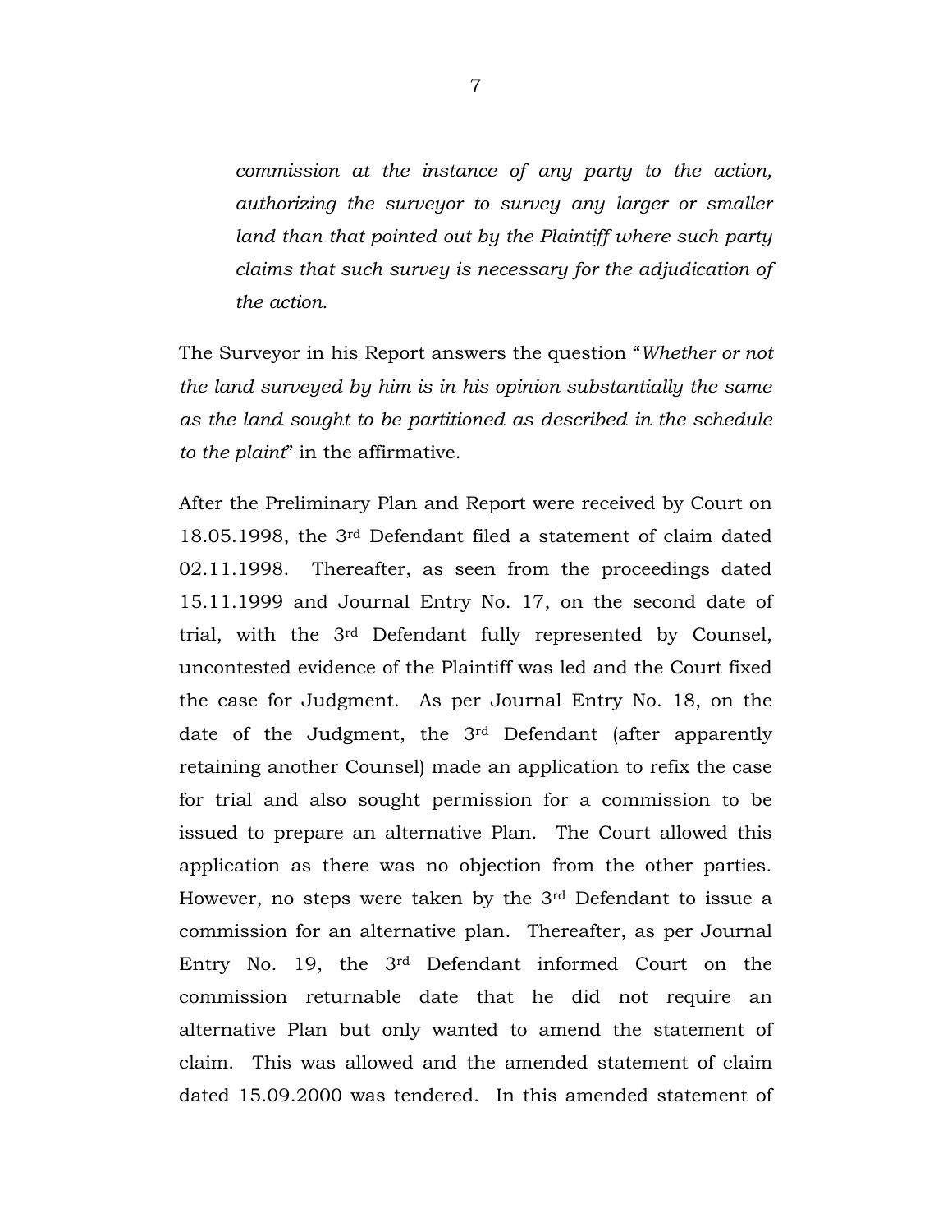> *commission at the instance of any party to the action, authorizing the surveyor to survey any larger or smaller land than that pointed out by the Plaintiff where such party claims that such survey is necessary for the adjudication of the action.*

The Surveyor in his Report answers the question "*Whether or not the land surveyed by him is in his opinion substantially the same as the land sought to be partitioned as described in the schedule to the plaint*" in the affirmative.

After the Preliminary Plan and Report were received by Court on 18.05.1998, the 3rd Defendant filed a statement of claim dated 02.11.1998. Thereafter, as seen from the proceedings dated 15.11.1999 and Journal Entry No. 17, on the second date of trial, with the 3rd Defendant fully represented by Counsel, uncontested evidence of the Plaintiff was led and the Court fixed the case for Judgment. As per Journal Entry No. 18, on the date of the Judgment, the 3rd Defendant (after apparently retaining another Counsel) made an application to refix the case for trial and also sought permission for a commission to be issued to prepare an alternative Plan. The Court allowed this application as there was no objection from the other parties. However, no steps were taken by the 3rd Defendant to issue a commission for an alternative plan. Thereafter, as per Journal Entry No. 19, the 3rd Defendant informed Court on the commission returnable date that he did not require an alternative Plan but only wanted to amend the statement of claim. This was allowed and the amended statement of claim dated 15.09.2000 was tendered. In this amended statement of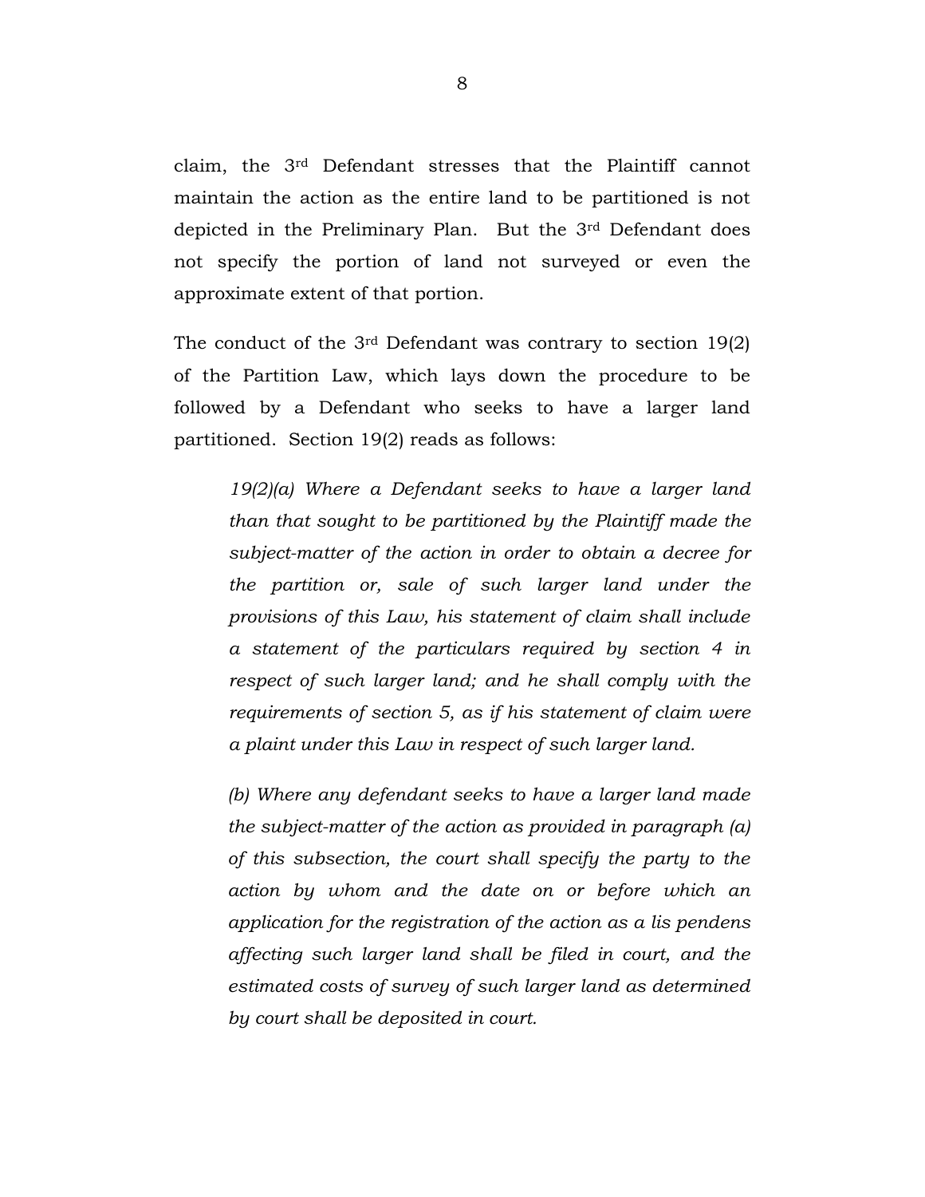claim, the 3rd Defendant stresses that the Plaintiff cannot maintain the action as the entire land to be partitioned is not depicted in the Preliminary Plan. But the 3rd Defendant does not specify the portion of land not surveyed or even the approximate extent of that portion.

The conduct of the 3rd Defendant was contrary to section 19(2) of the Partition Law, which lays down the procedure to be followed by a Defendant who seeks to have a larger land partitioned. Section 19(2) reads as follows:

> *19(2)(a) Where a Defendant seeks to have a larger land than that sought to be partitioned by the Plaintiff made the subject-matter of the action in order to obtain a decree for the partition or, sale of such larger land under the provisions of this Law, his statement of claim shall include a statement of the particulars required by section 4 in respect of such larger land; and he shall comply with the requirements of section 5, as if his statement of claim were a plaint under this Law in respect of such larger land.*
>
> *(b) Where any defendant seeks to have a larger land made the subject-matter of the action as provided in paragraph (a) of this subsection, the court shall specify the party to the action by whom and the date on or before which an application for the registration of the action as a lis pendens affecting such larger land shall be filed in court, and the estimated costs of survey of such larger land as determined by court shall be deposited in court.*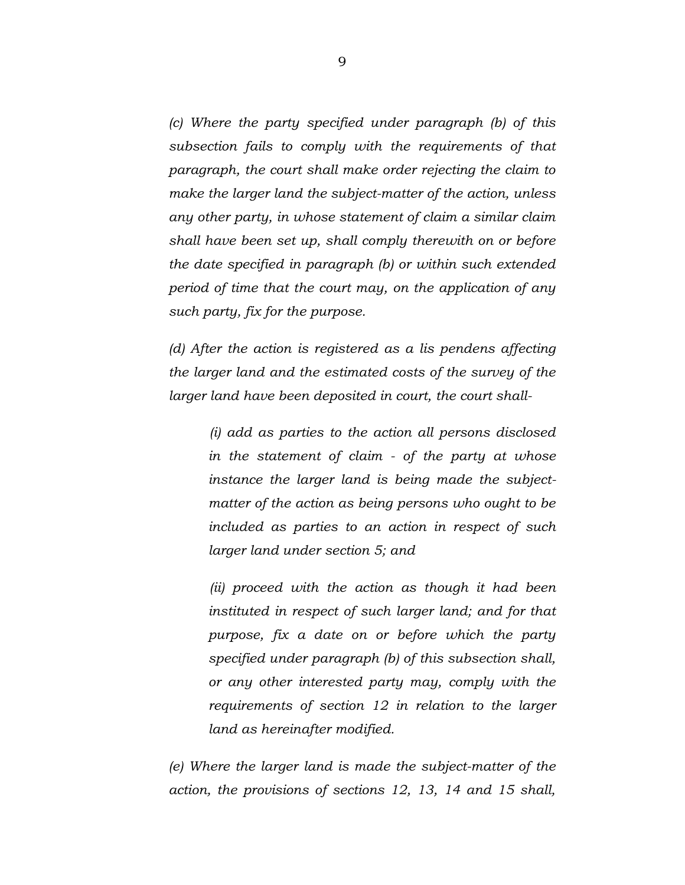*(c) Where the party specified under paragraph (b) of this subsection fails to comply with the requirements of that paragraph, the court shall make order rejecting the claim to make the larger land the subject-matter of the action, unless any other party, in whose statement of claim a similar claim shall have been set up, shall comply therewith on or before the date specified in paragraph (b) or within such extended period of time that the court may, on the application of any such party, fix for the purpose.*

*(d) After the action is registered as a lis pendens affecting the larger land and the estimated costs of the survey of the larger land have been deposited in court, the court shall-*

> *(i) add as parties to the action all persons disclosed in the statement of claim - of the party at whose instance the larger land is being made the subject-matter of the action as being persons who ought to be included as parties to an action in respect of such larger land under section 5; and*
>
> *(ii) proceed with the action as though it had been instituted in respect of such larger land; and for that purpose, fix a date on or before which the party specified under paragraph (b) of this subsection shall, or any other interested party may, comply with the requirements of section 12 in relation to the larger land as hereinafter modified.*

*(e) Where the larger land is made the subject-matter of the action, the provisions of sections 12, 13, 14 and 15 shall,*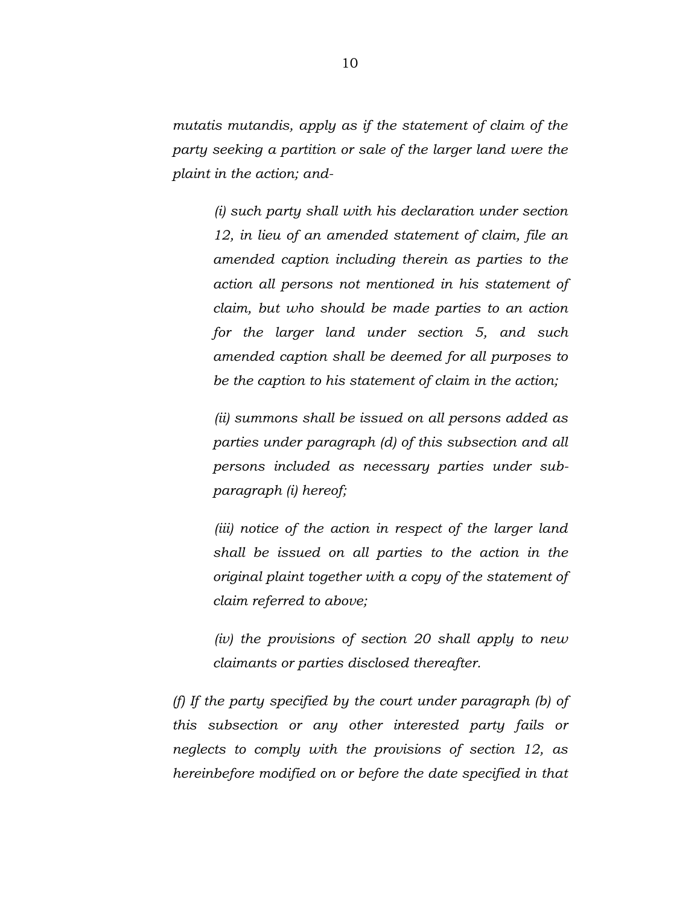*mutatis mutandis, apply as if the statement of claim of the party seeking a partition or sale of the larger land were the plaint in the action; and-*

> *(i) such party shall with his declaration under section 12, in lieu of an amended statement of claim, file an amended caption including therein as parties to the action all persons not mentioned in his statement of claim, but who should be made parties to an action for the larger land under section 5, and such amended caption shall be deemed for all purposes to be the caption to his statement of claim in the action;*
>
> *(ii) summons shall be issued on all persons added as parties under paragraph (d) of this subsection and all persons included as necessary parties under sub-paragraph (i) hereof;*
>
> *(iii) notice of the action in respect of the larger land shall be issued on all parties to the action in the original plaint together with a copy of the statement of claim referred to above;*
>
> *(iv) the provisions of section 20 shall apply to new claimants or parties disclosed thereafter.*

*(f) If the party specified by the court under paragraph (b) of this subsection or any other interested party fails or neglects to comply with the provisions of section 12, as hereinbefore modified on or before the date specified in that*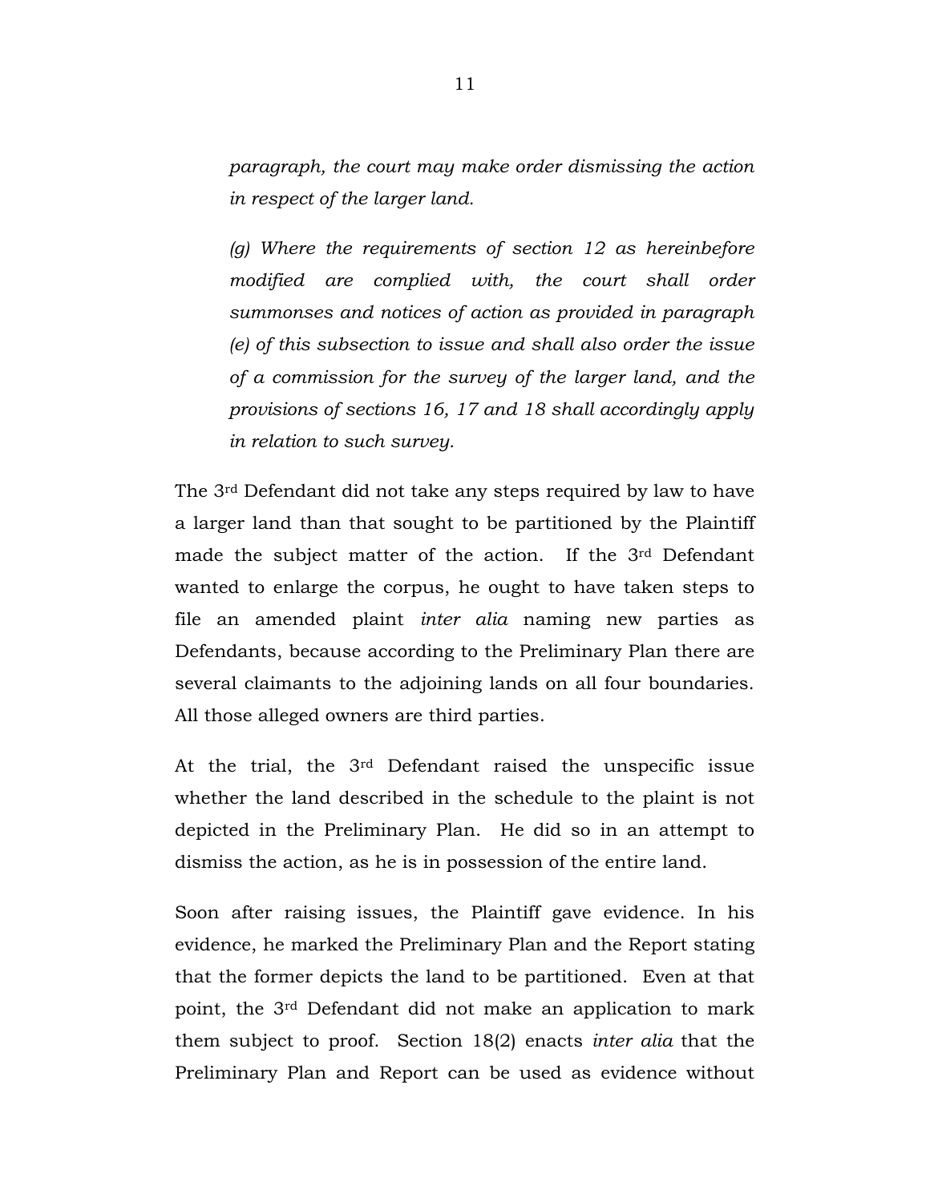*paragraph, the court may make order dismissing the action in respect of the larger land.*

*(g) Where the requirements of section 12 as hereinbefore modified are complied with, the court shall order summonses and notices of action as provided in paragraph (e) of this subsection to issue and shall also order the issue of a commission for the survey of the larger land, and the provisions of sections 16, 17 and 18 shall accordingly apply in relation to such survey.*

The 3rd Defendant did not take any steps required by law to have a larger land than that sought to be partitioned by the Plaintiff made the subject matter of the action. If the 3rd Defendant wanted to enlarge the corpus, he ought to have taken steps to file an amended plaint *inter alia* naming new parties as Defendants, because according to the Preliminary Plan there are several claimants to the adjoining lands on all four boundaries. All those alleged owners are third parties.

At the trial, the 3rd Defendant raised the unspecific issue whether the land described in the schedule to the plaint is not depicted in the Preliminary Plan. He did so in an attempt to dismiss the action, as he is in possession of the entire land.

Soon after raising issues, the Plaintiff gave evidence. In his evidence, he marked the Preliminary Plan and the Report stating that the former depicts the land to be partitioned. Even at that point, the 3rd Defendant did not make an application to mark them subject to proof. Section 18(2) enacts *inter alia* that the Preliminary Plan and Report can be used as evidence without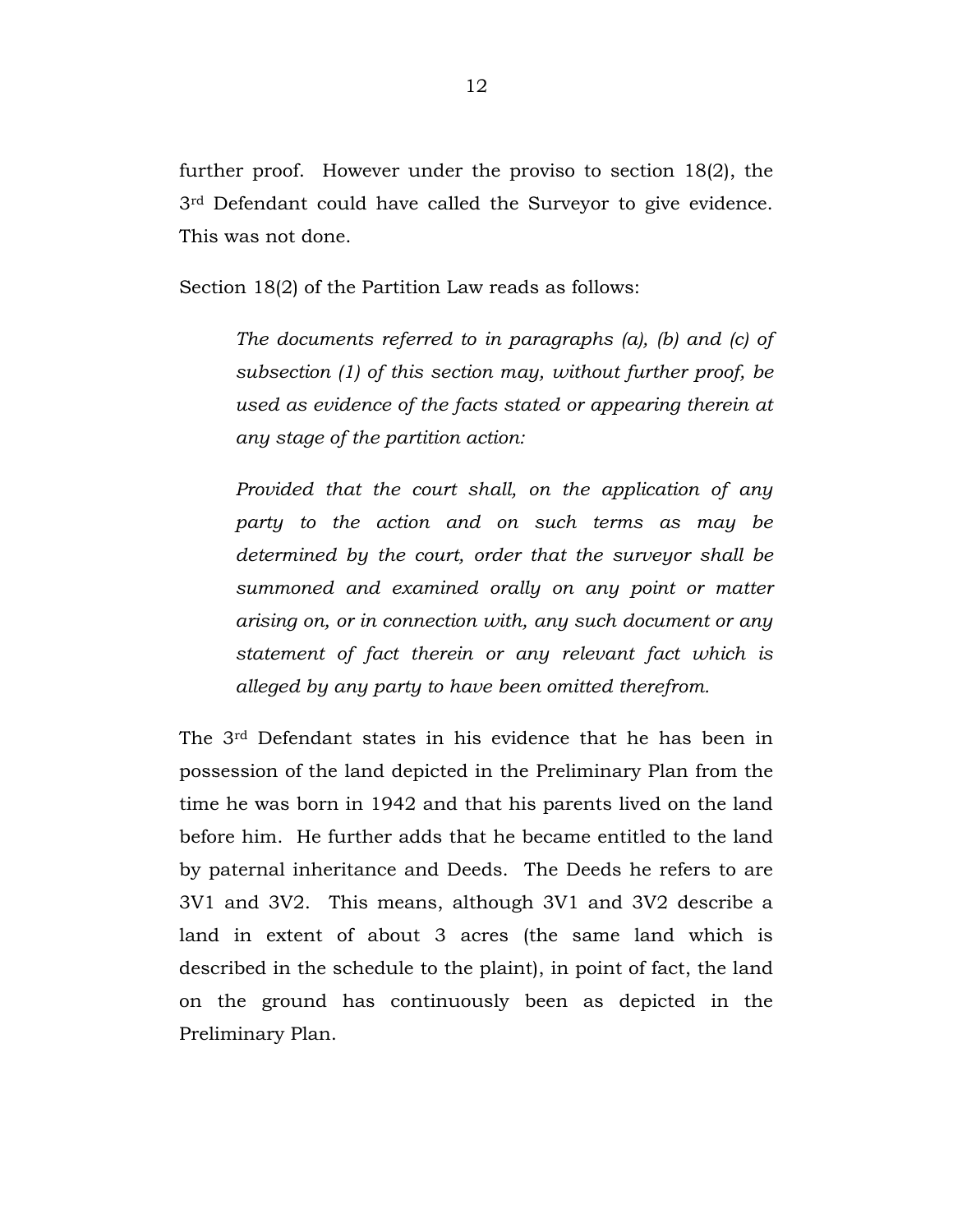further proof. However under the proviso to section 18(2), the 3rd Defendant could have called the Surveyor to give evidence. This was not done.

Section 18(2) of the Partition Law reads as follows:

> *The documents referred to in paragraphs (a), (b) and (c) of subsection (1) of this section may, without further proof, be used as evidence of the facts stated or appearing therein at any stage of the partition action:*
>
> *Provided that the court shall, on the application of any party to the action and on such terms as may be determined by the court, order that the surveyor shall be summoned and examined orally on any point or matter arising on, or in connection with, any such document or any statement of fact therein or any relevant fact which is alleged by any party to have been omitted therefrom.*

The 3rd Defendant states in his evidence that he has been in possession of the land depicted in the Preliminary Plan from the time he was born in 1942 and that his parents lived on the land before him. He further adds that he became entitled to the land by paternal inheritance and Deeds. The Deeds he refers to are 3V1 and 3V2. This means, although 3V1 and 3V2 describe a land in extent of about 3 acres (the same land which is described in the schedule to the plaint), in point of fact, the land on the ground has continuously been as depicted in the Preliminary Plan.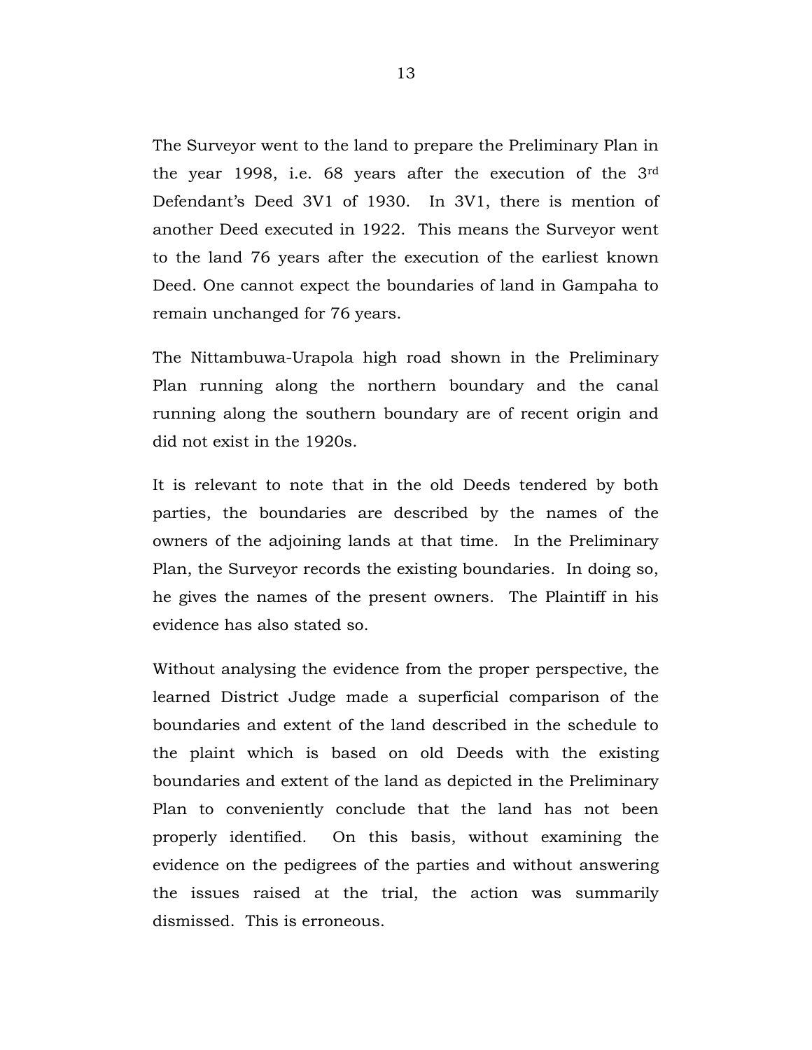The Surveyor went to the land to prepare the Preliminary Plan in the year 1998, i.e. 68 years after the execution of the 3rd Defendant's Deed 3V1 of 1930. In 3V1, there is mention of another Deed executed in 1922. This means the Surveyor went to the land 76 years after the execution of the earliest known Deed. One cannot expect the boundaries of land in Gampaha to remain unchanged for 76 years.

The Nittambuwa-Urapola high road shown in the Preliminary Plan running along the northern boundary and the canal running along the southern boundary are of recent origin and did not exist in the 1920s.

It is relevant to note that in the old Deeds tendered by both parties, the boundaries are described by the names of the owners of the adjoining lands at that time. In the Preliminary Plan, the Surveyor records the existing boundaries. In doing so, he gives the names of the present owners. The Plaintiff in his evidence has also stated so.

Without analysing the evidence from the proper perspective, the learned District Judge made a superficial comparison of the boundaries and extent of the land described in the schedule to the plaint which is based on old Deeds with the existing boundaries and extent of the land as depicted in the Preliminary Plan to conveniently conclude that the land has not been properly identified. On this basis, without examining the evidence on the pedigrees of the parties and without answering the issues raised at the trial, the action was summarily dismissed. This is erroneous.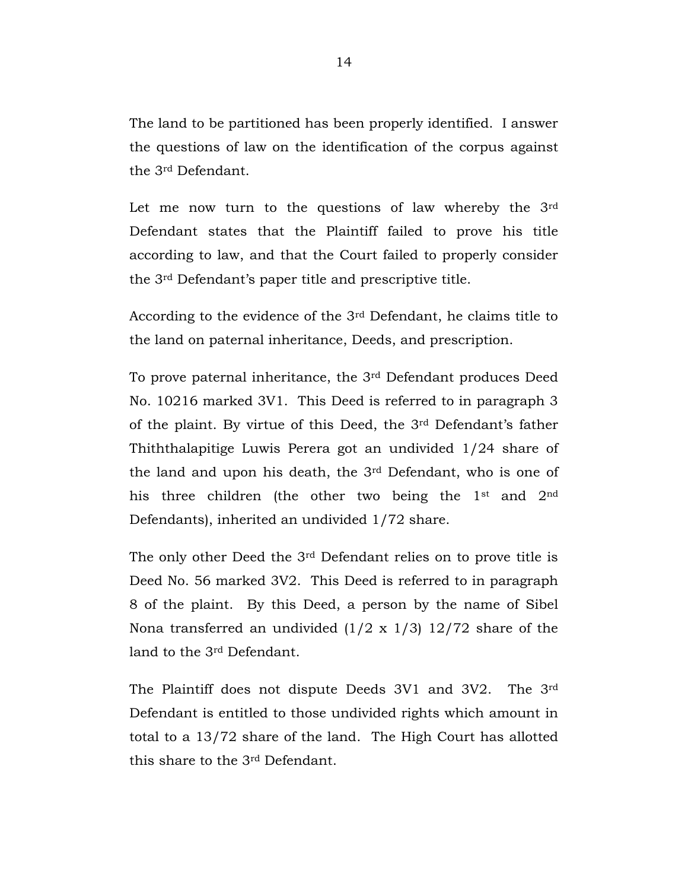The land to be partitioned has been properly identified. I answer the questions of law on the identification of the corpus against the 3rd Defendant.

Let me now turn to the questions of law whereby the 3rd Defendant states that the Plaintiff failed to prove his title according to law, and that the Court failed to properly consider the 3rd Defendant's paper title and prescriptive title.

According to the evidence of the 3rd Defendant, he claims title to the land on paternal inheritance, Deeds, and prescription.

To prove paternal inheritance, the 3rd Defendant produces Deed No. 10216 marked 3V1. This Deed is referred to in paragraph 3 of the plaint. By virtue of this Deed, the 3rd Defendant's father Thiththalapitige Luwis Perera got an undivided 1/24 share of the land and upon his death, the 3rd Defendant, who is one of his three children (the other two being the 1st and 2nd Defendants), inherited an undivided 1/72 share.

The only other Deed the 3rd Defendant relies on to prove title is Deed No. 56 marked 3V2. This Deed is referred to in paragraph 8 of the plaint. By this Deed, a person by the name of Sibel Nona transferred an undivided (1/2 x 1/3) 12/72 share of the land to the 3rd Defendant.

The Plaintiff does not dispute Deeds 3V1 and 3V2. The 3rd Defendant is entitled to those undivided rights which amount in total to a 13/72 share of the land. The High Court has allotted this share to the 3rd Defendant.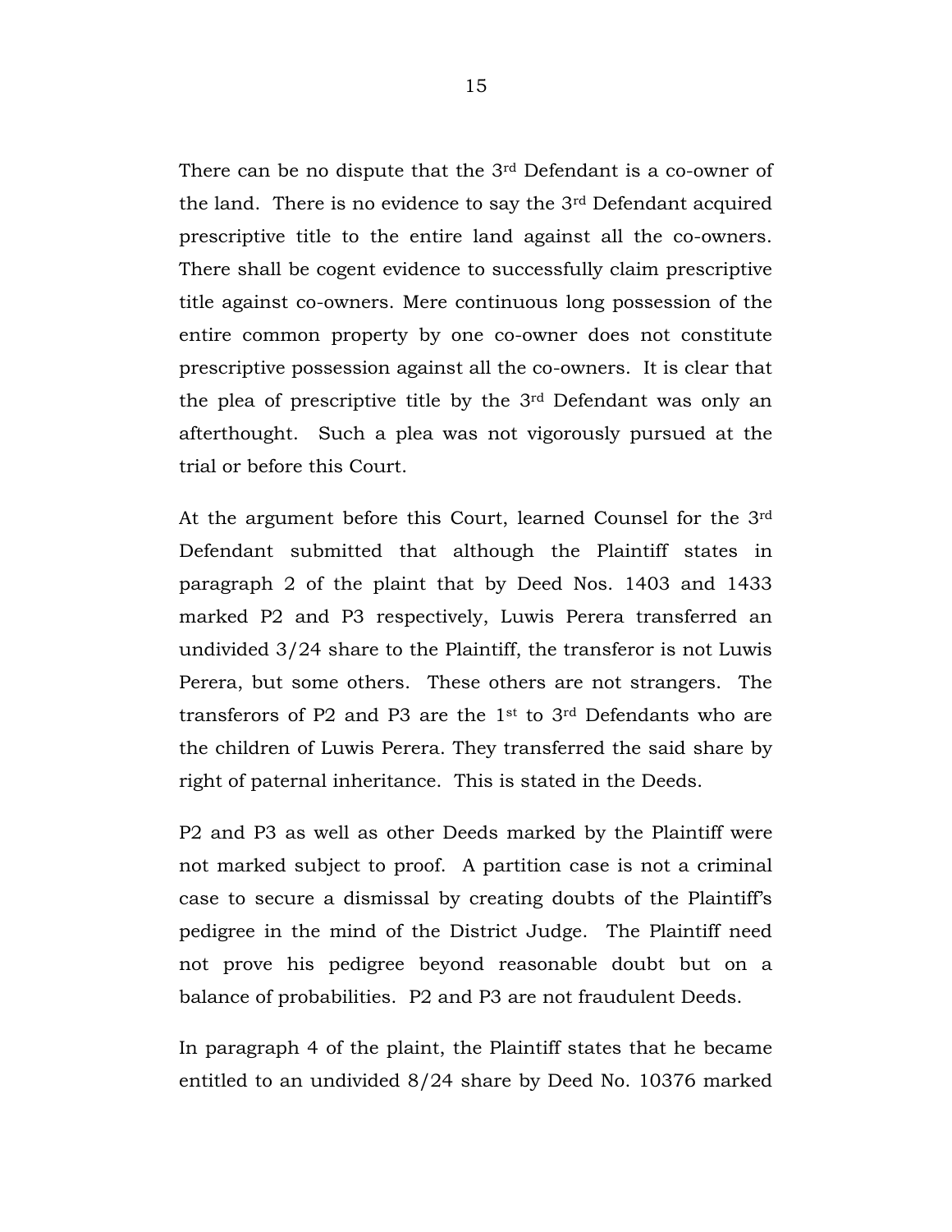There can be no dispute that the 3rd Defendant is a co-owner of the land. There is no evidence to say the 3rd Defendant acquired prescriptive title to the entire land against all the co-owners. There shall be cogent evidence to successfully claim prescriptive title against co-owners. Mere continuous long possession of the entire common property by one co-owner does not constitute prescriptive possession against all the co-owners. It is clear that the plea of prescriptive title by the 3rd Defendant was only an afterthought. Such a plea was not vigorously pursued at the trial or before this Court.

At the argument before this Court, learned Counsel for the 3rd Defendant submitted that although the Plaintiff states in paragraph 2 of the plaint that by Deed Nos. 1403 and 1433 marked P2 and P3 respectively, Luwis Perera transferred an undivided 3/24 share to the Plaintiff, the transferor is not Luwis Perera, but some others. These others are not strangers. The transferors of P2 and P3 are the 1st to 3rd Defendants who are the children of Luwis Perera. They transferred the said share by right of paternal inheritance. This is stated in the Deeds.

P2 and P3 as well as other Deeds marked by the Plaintiff were not marked subject to proof. A partition case is not a criminal case to secure a dismissal by creating doubts of the Plaintiff's pedigree in the mind of the District Judge. The Plaintiff need not prove his pedigree beyond reasonable doubt but on a balance of probabilities. P2 and P3 are not fraudulent Deeds.

In paragraph 4 of the plaint, the Plaintiff states that he became entitled to an undivided 8/24 share by Deed No. 10376 marked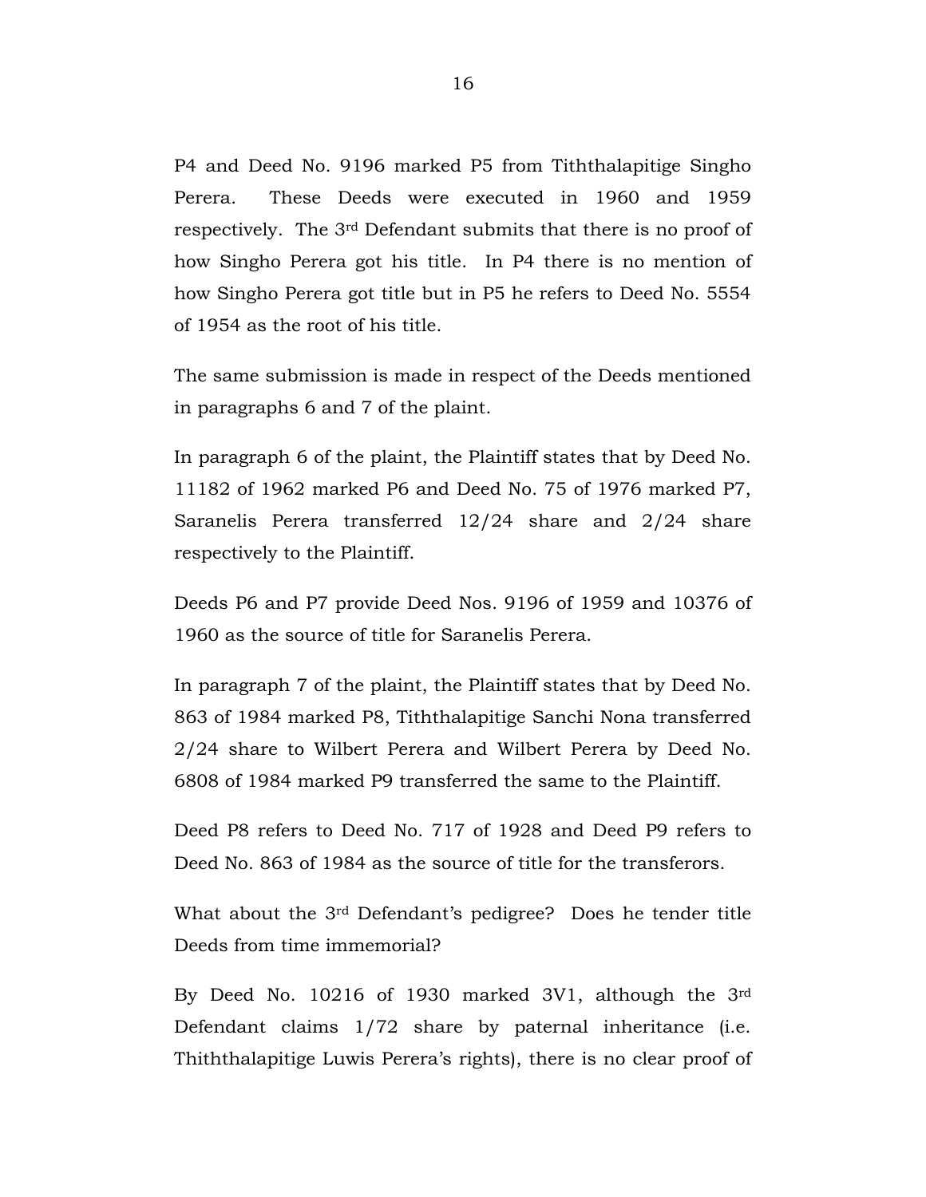P4 and Deed No. 9196 marked P5 from Tiththalapitige Singho Perera. These Deeds were executed in 1960 and 1959 respectively. The 3rd Defendant submits that there is no proof of how Singho Perera got his title. In P4 there is no mention of how Singho Perera got title but in P5 he refers to Deed No. 5554 of 1954 as the root of his title.

The same submission is made in respect of the Deeds mentioned in paragraphs 6 and 7 of the plaint.

In paragraph 6 of the plaint, the Plaintiff states that by Deed No. 11182 of 1962 marked P6 and Deed No. 75 of 1976 marked P7, Saranelis Perera transferred 12/24 share and 2/24 share respectively to the Plaintiff.

Deeds P6 and P7 provide Deed Nos. 9196 of 1959 and 10376 of 1960 as the source of title for Saranelis Perera.

In paragraph 7 of the plaint, the Plaintiff states that by Deed No. 863 of 1984 marked P8, Tiththalapitige Sanchi Nona transferred 2/24 share to Wilbert Perera and Wilbert Perera by Deed No. 6808 of 1984 marked P9 transferred the same to the Plaintiff.

Deed P8 refers to Deed No. 717 of 1928 and Deed P9 refers to Deed No. 863 of 1984 as the source of title for the transferors.

What about the 3rd Defendant's pedigree? Does he tender title Deeds from time immemorial?

By Deed No. 10216 of 1930 marked 3V1, although the 3rd Defendant claims 1/72 share by paternal inheritance (i.e. Thiththalapitige Luwis Perera's rights), there is no clear proof of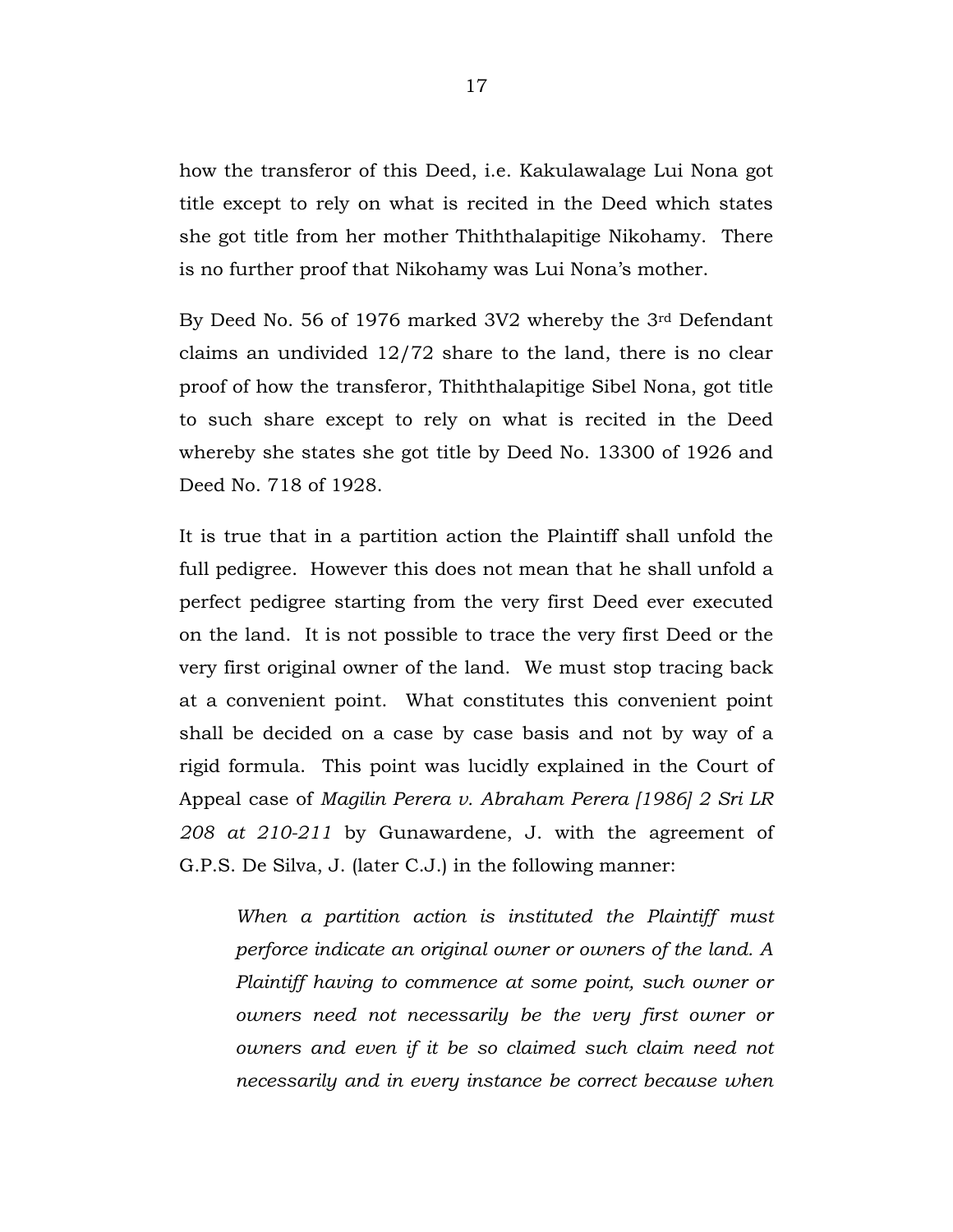how the transferor of this Deed, i.e. Kakulawalage Lui Nona got title except to rely on what is recited in the Deed which states she got title from her mother Thiththalapitige Nikohamy. There is no further proof that Nikohamy was Lui Nona's mother.

By Deed No. 56 of 1976 marked 3V2 whereby the 3rd Defendant claims an undivided 12/72 share to the land, there is no clear proof of how the transferor, Thiththalapitige Sibel Nona, got title to such share except to rely on what is recited in the Deed whereby she states she got title by Deed No. 13300 of 1926 and Deed No. 718 of 1928.

It is true that in a partition action the Plaintiff shall unfold the full pedigree. However this does not mean that he shall unfold a perfect pedigree starting from the very first Deed ever executed on the land. It is not possible to trace the very first Deed or the very first original owner of the land. We must stop tracing back at a convenient point. What constitutes this convenient point shall be decided on a case by case basis and not by way of a rigid formula. This point was lucidly explained in the Court of Appeal case of *Magilin Perera v. Abraham Perera [1986] 2 Sri LR 208 at 210-211* by Gunawardene, J. with the agreement of G.P.S. De Silva, J. (later C.J.) in the following manner:

> *When a partition action is instituted the Plaintiff must perforce indicate an original owner or owners of the land. A Plaintiff having to commence at some point, such owner or owners need not necessarily be the very first owner or owners and even if it be so claimed such claim need not necessarily and in every instance be correct because when*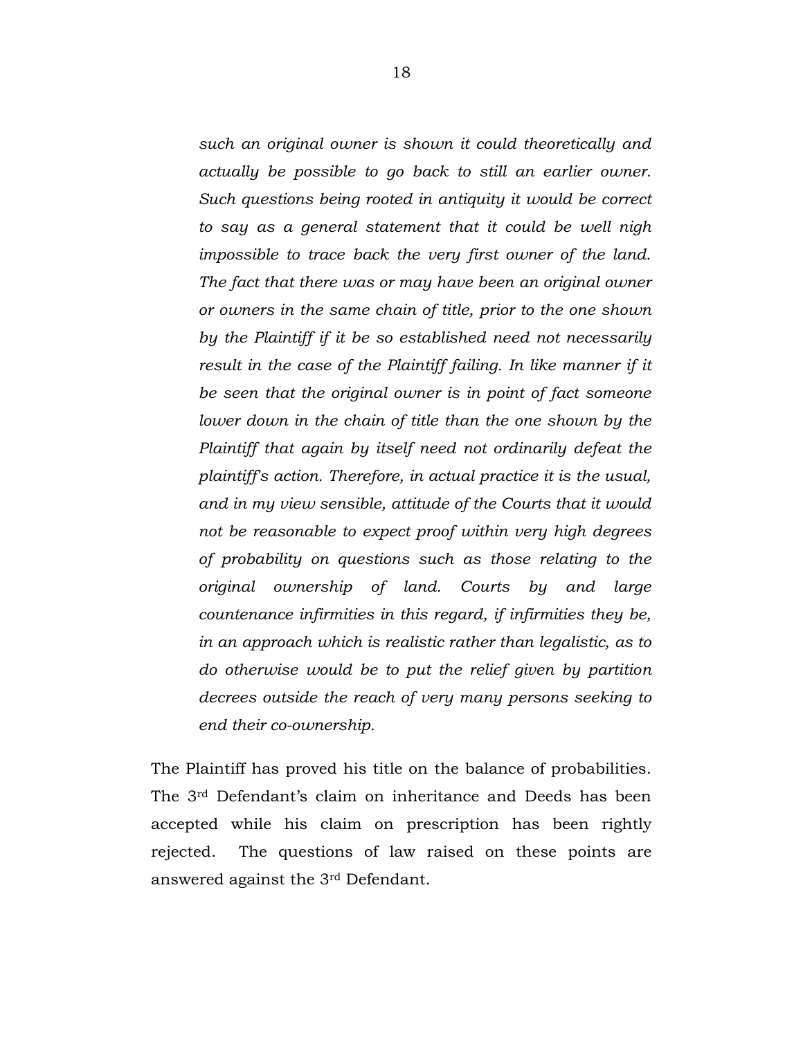> *such an original owner is shown it could theoretically and actually be possible to go back to still an earlier owner. Such questions being rooted in antiquity it would be correct to say as a general statement that it could be well nigh impossible to trace back the very first owner of the land. The fact that there was or may have been an original owner or owners in the same chain of title, prior to the one shown by the Plaintiff if it be so established need not necessarily result in the case of the Plaintiff failing. In like manner if it be seen that the original owner is in point of fact someone lower down in the chain of title than the one shown by the Plaintiff that again by itself need not ordinarily defeat the plaintiff's action. Therefore, in actual practice it is the usual, and in my view sensible, attitude of the Courts that it would not be reasonable to expect proof within very high degrees of probability on questions such as those relating to the original ownership of land. Courts by and large countenance infirmities in this regard, if infirmities they be, in an approach which is realistic rather than legalistic, as to do otherwise would be to put the relief given by partition decrees outside the reach of very many persons seeking to end their co-ownership.*

The Plaintiff has proved his title on the balance of probabilities. The 3rd Defendant's claim on inheritance and Deeds has been accepted while his claim on prescription has been rightly rejected. The questions of law raised on these points are answered against the 3rd Defendant.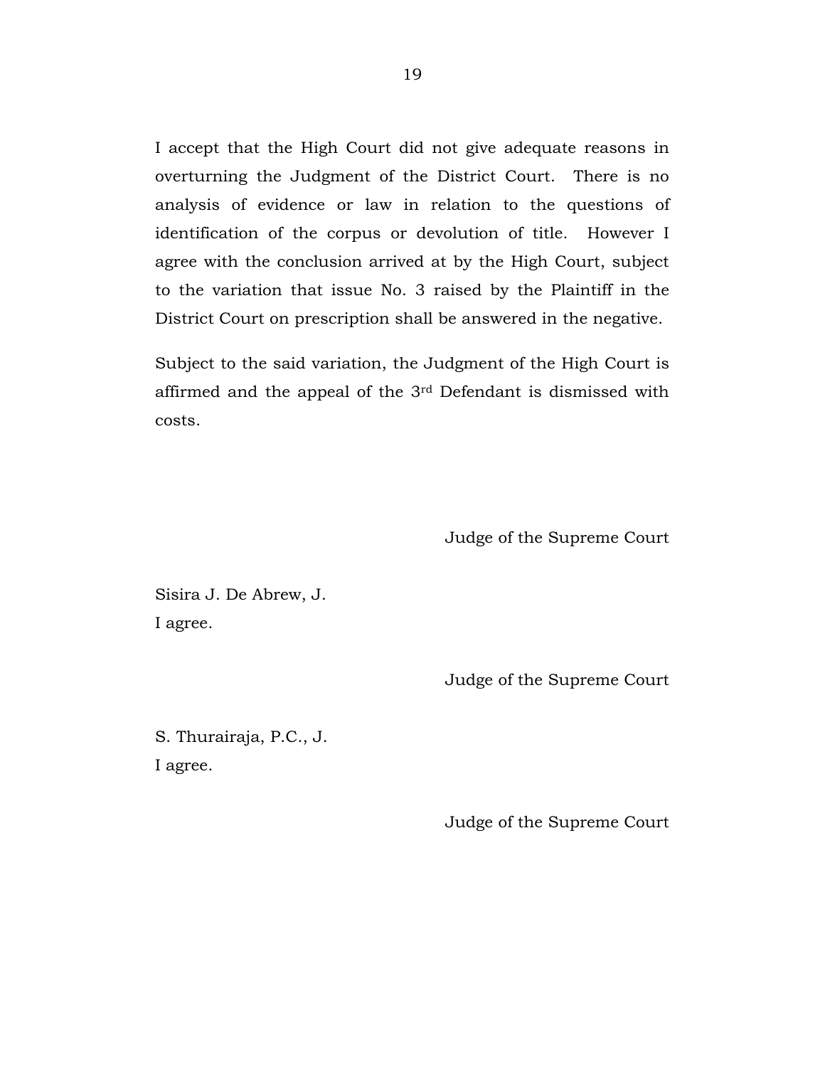I accept that the High Court did not give adequate reasons in overturning the Judgment of the District Court. There is no analysis of evidence or law in relation to the questions of identification of the corpus or devolution of title. However I agree with the conclusion arrived at by the High Court, subject to the variation that issue No. 3 raised by the Plaintiff in the District Court on prescription shall be answered in the negative.

Subject to the said variation, the Judgment of the High Court is affirmed and the appeal of the 3rd Defendant is dismissed with costs.

Judge of the Supreme Court

Sisira J. De Abrew, J.
I agree.

Judge of the Supreme Court

S. Thurairaja, P.C., J.
I agree.

Judge of the Supreme Court